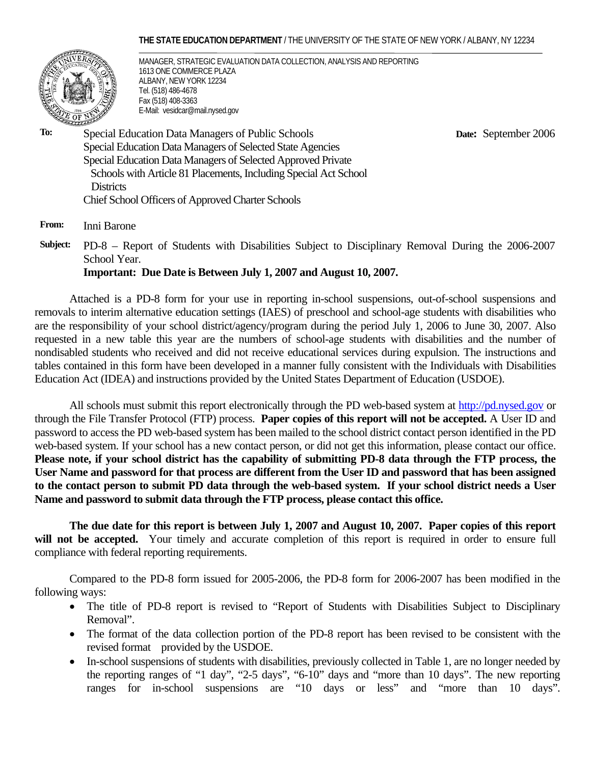**THE STATE EDUCATION DEPARTMENT** / THE UNIVERSITY OF THE STATE OF NEW YORK / ALBANY, NY 12234

MANAGER, STRATEGIC EVALUATION DATA COLLECTION, ANALYSIS AND REPORTING
1613 ONE COMMERCE PLAZA
ALBANY, NEW YORK 12234
Tel. (518) 486-4678
Fax (518) 408-3363
E-Mail: vesidcar@mail.nysed.gov

**To:** Special Education Data Managers of Public Schools
Special Education Data Managers of Selected State Agencies
Special Education Data Managers of Selected Approved Private Schools with Article 81 Placements, Including Special Act School Districts
Chief School Officers of Approved Charter Schools

**Date:** September 2006

**From:** Inni Barone

**Subject:** PD-8 – Report of Students with Disabilities Subject to Disciplinary Removal During the 2006-2007 School Year.
**Important: Due Date is Between July 1, 2007 and August 10, 2007.**

Attached is a PD-8 form for your use in reporting in-school suspensions, out-of-school suspensions and removals to interim alternative education settings (IAES) of preschool and school-age students with disabilities who are the responsibility of your school district/agency/program during the period July 1, 2006 to June 30, 2007. Also requested in a new table this year are the numbers of school-age students with disabilities and the number of nondisabled students who received and did not receive educational services during expulsion. The instructions and tables contained in this form have been developed in a manner fully consistent with the Individuals with Disabilities Education Act (IDEA) and instructions provided by the United States Department of Education (USDOE).

All schools must submit this report electronically through the PD web-based system at http://pd.nysed.gov or through the File Transfer Protocol (FTP) process. **Paper copies of this report will not be accepted.** A User ID and password to access the PD web-based system has been mailed to the school district contact person identified in the PD web-based system. If your school has a new contact person, or did not get this information, please contact our office. **Please note, if your school district has the capability of submitting PD-8 data through the FTP process, the User Name and password for that process are different from the User ID and password that has been assigned to the contact person to submit PD data through the web-based system. If your school district needs a User Name and password to submit data through the FTP process, please contact this office.**

**The due date for this report is between July 1, 2007 and August 10, 2007. Paper copies of this report will not be accepted.** Your timely and accurate completion of this report is required in order to ensure full compliance with federal reporting requirements.

Compared to the PD-8 form issued for 2005-2006, the PD-8 form for 2006-2007 has been modified in the following ways:

- The title of PD-8 report is revised to "Report of Students with Disabilities Subject to Disciplinary Removal".
- The format of the data collection portion of the PD-8 report has been revised to be consistent with the revised format provided by the USDOE.
- In-school suspensions of students with disabilities, previously collected in Table 1, are no longer needed by the reporting ranges of "1 day", "2-5 days", "6-10" days and "more than 10 days". The new reporting ranges for in-school suspensions are "10 days or less" and "more than 10 days".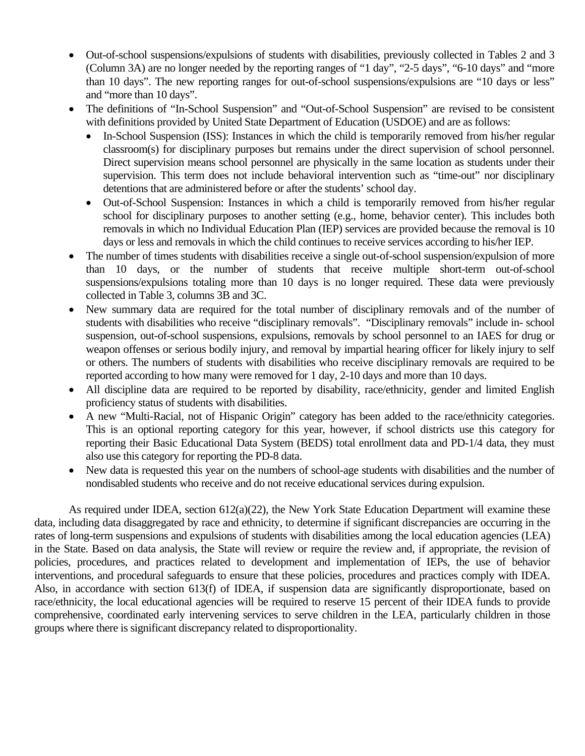- Out-of-school suspensions/expulsions of students with disabilities, previously collected in Tables 2 and 3 (Column 3A) are no longer needed by the reporting ranges of "1 day", "2-5 days", "6-10 days" and "more than 10 days". The new reporting ranges for out-of-school suspensions/expulsions are "10 days or less" and "more than 10 days".
- The definitions of "In-School Suspension" and "Out-of-School Suspension" are revised to be consistent with definitions provided by United State Department of Education (USDOE) and are as follows:
  - In-School Suspension (ISS): Instances in which the child is temporarily removed from his/her regular classroom(s) for disciplinary purposes but remains under the direct supervision of school personnel. Direct supervision means school personnel are physically in the same location as students under their supervision. This term does not include behavioral intervention such as "time-out" nor disciplinary detentions that are administered before or after the students' school day.
  - Out-of-School Suspension: Instances in which a child is temporarily removed from his/her regular school for disciplinary purposes to another setting (e.g., home, behavior center). This includes both removals in which no Individual Education Plan (IEP) services are provided because the removal is 10 days or less and removals in which the child continues to receive services according to his/her IEP.
- The number of times students with disabilities receive a single out-of-school suspension/expulsion of more than 10 days, or the number of students that receive multiple short-term out-of-school suspensions/expulsions totaling more than 10 days is no longer required. These data were previously collected in Table 3, columns 3B and 3C.
- New summary data are required for the total number of disciplinary removals and of the number of students with disabilities who receive "disciplinary removals". "Disciplinary removals" include in- school suspension, out-of-school suspensions, expulsions, removals by school personnel to an IAES for drug or weapon offenses or serious bodily injury, and removal by impartial hearing officer for likely injury to self or others. The numbers of students with disabilities who receive disciplinary removals are required to be reported according to how many were removed for 1 day, 2-10 days and more than 10 days.
- All discipline data are required to be reported by disability, race/ethnicity, gender and limited English proficiency status of students with disabilities.
- A new "Multi-Racial, not of Hispanic Origin" category has been added to the race/ethnicity categories. This is an optional reporting category for this year, however, if school districts use this category for reporting their Basic Educational Data System (BEDS) total enrollment data and PD-1/4 data, they must also use this category for reporting the PD-8 data.
- New data is requested this year on the numbers of school-age students with disabilities and the number of nondisabled students who receive and do not receive educational services during expulsion.

As required under IDEA, section 612(a)(22), the New York State Education Department will examine these data, including data disaggregated by race and ethnicity, to determine if significant discrepancies are occurring in the rates of long-term suspensions and expulsions of students with disabilities among the local education agencies (LEA) in the State. Based on data analysis, the State will review or require the review and, if appropriate, the revision of policies, procedures, and practices related to development and implementation of IEPs, the use of behavior interventions, and procedural safeguards to ensure that these policies, procedures and practices comply with IDEA. Also, in accordance with section 613(f) of IDEA, if suspension data are significantly disproportionate, based on race/ethnicity, the local educational agencies will be required to reserve 15 percent of their IDEA funds to provide comprehensive, coordinated early intervening services to serve children in the LEA, particularly children in those groups where there is significant discrepancy related to disproportionality.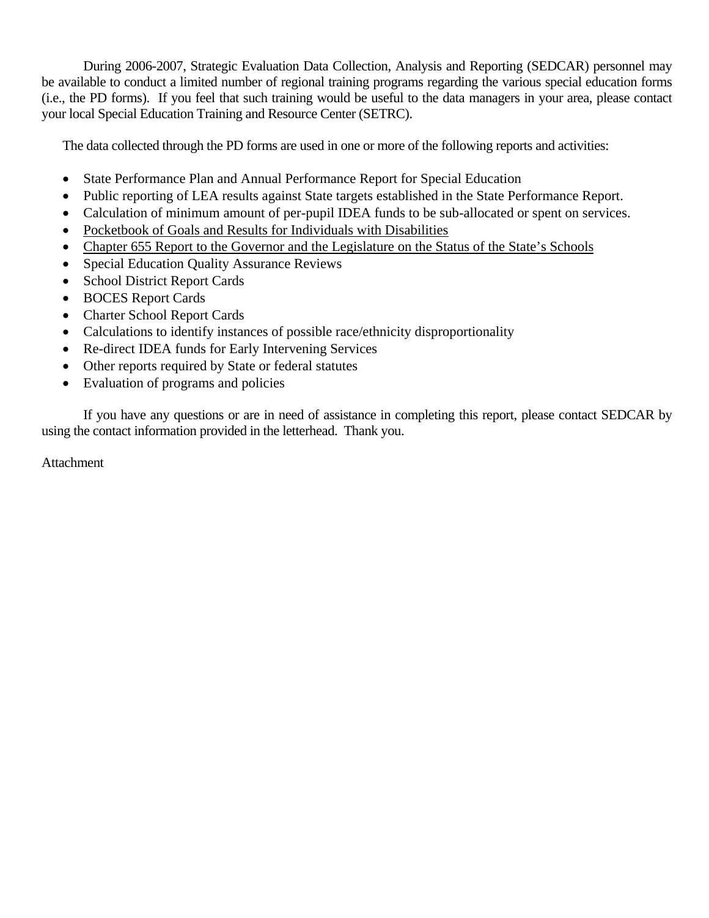During 2006-2007, Strategic Evaluation Data Collection, Analysis and Reporting (SEDCAR) personnel may be available to conduct a limited number of regional training programs regarding the various special education forms (i.e., the PD forms). If you feel that such training would be useful to the data managers in your area, please contact your local Special Education Training and Resource Center (SETRC).

The data collected through the PD forms are used in one or more of the following reports and activities:

- State Performance Plan and Annual Performance Report for Special Education
- Public reporting of LEA results against State targets established in the State Performance Report.
- Calculation of minimum amount of per-pupil IDEA funds to be sub-allocated or spent on services.
- <u>Pocketbook of Goals and Results for Individuals with Disabilities</u>
- <u>Chapter 655 Report to the Governor and the Legislature on the Status of the State's Schools</u>
- Special Education Quality Assurance Reviews
- School District Report Cards
- BOCES Report Cards
- Charter School Report Cards
- Calculations to identify instances of possible race/ethnicity disproportionality
- Re-direct IDEA funds for Early Intervening Services
- Other reports required by State or federal statutes
- Evaluation of programs and policies

If you have any questions or are in need of assistance in completing this report, please contact SEDCAR by using the contact information provided in the letterhead. Thank you.

Attachment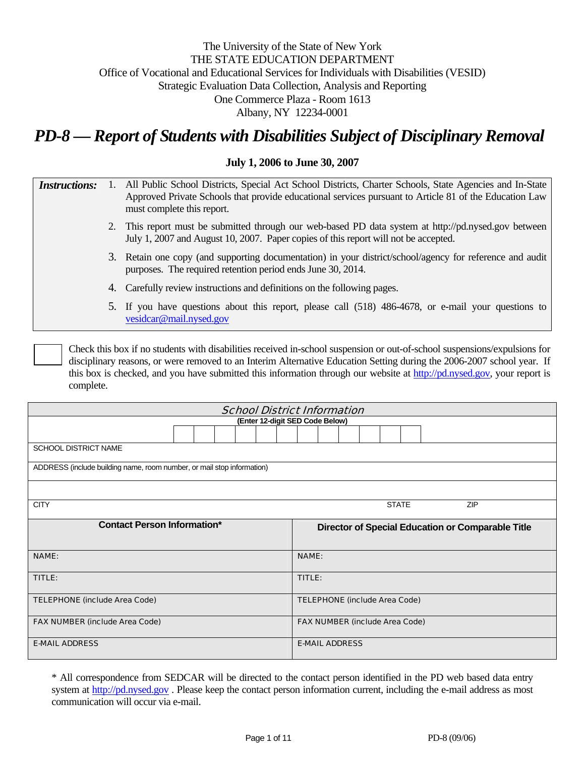The University of the State of New York
THE STATE EDUCATION DEPARTMENT
Office of Vocational and Educational Services for Individuals with Disabilities (VESID)
Strategic Evaluation Data Collection, Analysis and Reporting
One Commerce Plaza - Room 1613
Albany, NY 12234-0001

# *PD-8 — Report of Students with Disabilities Subject of Disciplinary Removal*

**July 1, 2006 to June 30, 2007**

***Instructions:***

1. All Public School Districts, Special Act School Districts, Charter Schools, State Agencies and In-State Approved Private Schools that provide educational services pursuant to Article 81 of the Education Law must complete this report.
2. This report must be submitted through our web-based PD data system at http://pd.nysed.gov between July 1, 2007 and August 10, 2007. Paper copies of this report will not be accepted.
3. Retain one copy (and supporting documentation) in your district/school/agency for reference and audit purposes. The required retention period ends June 30, 2014.
4. Carefully review instructions and definitions on the following pages.
5. If you have questions about this report, please call (518) 486-4678, or e-mail your questions to vesidcar@mail.nysed.gov

☐ Check this box if no students with disabilities received in-school suspension or out-of-school suspensions/expulsions for disciplinary reasons, or were removed to an Interim Alternative Education Setting during the 2006-2007 school year. If this box is checked, and you have submitted this information through our website at http://pd.nysed.gov, your report is complete.

| *School District Information* | | |
|---|---|---|
| **(Enter 12-digit SED Code Below)** | | |
| SCHOOL DISTRICT NAME | | |
| ADDRESS (include building name, room number, or mail stop information) | | |
| | | |
| CITY | STATE | ZIP |

| **Contact Person Information*** | **Director of Special Education or Comparable Title** |
|---|---|
| NAME: | NAME: |
| TITLE: | TITLE: |
| TELEPHONE (include Area Code) | TELEPHONE (include Area Code) |
| FAX NUMBER (include Area Code) | FAX NUMBER (include Area Code) |
| E-MAIL ADDRESS | E-MAIL ADDRESS |

* All correspondence from SEDCAR will be directed to the contact person identified in the PD web based data entry system at http://pd.nysed.gov . Please keep the contact person information current, including the e-mail address as most communication will occur via e-mail.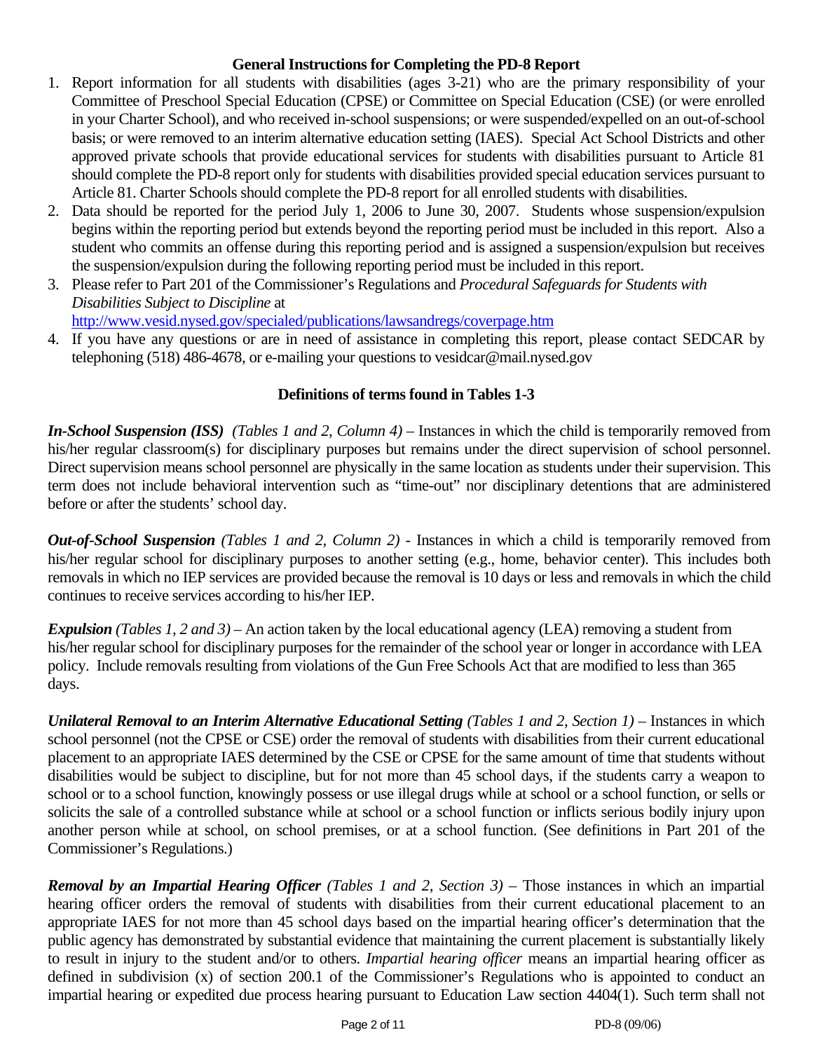## General Instructions for Completing the PD-8 Report

1. Report information for all students with disabilities (ages 3-21) who are the primary responsibility of your Committee of Preschool Special Education (CPSE) or Committee on Special Education (CSE) (or were enrolled in your Charter School), and who received in-school suspensions; or were suspended/expelled on an out-of-school basis; or were removed to an interim alternative education setting (IAES). Special Act School Districts and other approved private schools that provide educational services for students with disabilities pursuant to Article 81 should complete the PD-8 report only for students with disabilities provided special education services pursuant to Article 81. Charter Schools should complete the PD-8 report for all enrolled students with disabilities.
2. Data should be reported for the period July 1, 2006 to June 30, 2007. Students whose suspension/expulsion begins within the reporting period but extends beyond the reporting period must be included in this report. Also a student who commits an offense during this reporting period and is assigned a suspension/expulsion but receives the suspension/expulsion during the following reporting period must be included in this report.
3. Please refer to Part 201 of the Commissioner's Regulations and *Procedural Safeguards for Students with Disabilities Subject to Discipline* at http://www.vesid.nysed.gov/specialed/publications/lawsandregs/coverpage.htm
4. If you have any questions or are in need of assistance in completing this report, please contact SEDCAR by telephoning (518) 486-4678, or e-mailing your questions to vesidcar@mail.nysed.gov

## Definitions of terms found in Tables 1-3

***In-School Suspension (ISS)*** *(Tables 1 and 2, Column 4)* – Instances in which the child is temporarily removed from his/her regular classroom(s) for disciplinary purposes but remains under the direct supervision of school personnel. Direct supervision means school personnel are physically in the same location as students under their supervision. This term does not include behavioral intervention such as "time-out" nor disciplinary detentions that are administered before or after the students' school day.

***Out-of-School Suspension*** *(Tables 1 and 2, Column 2)* - Instances in which a child is temporarily removed from his/her regular school for disciplinary purposes to another setting (e.g., home, behavior center). This includes both removals in which no IEP services are provided because the removal is 10 days or less and removals in which the child continues to receive services according to his/her IEP.

***Expulsion*** *(Tables 1, 2 and 3)* – An action taken by the local educational agency (LEA) removing a student from his/her regular school for disciplinary purposes for the remainder of the school year or longer in accordance with LEA policy. Include removals resulting from violations of the Gun Free Schools Act that are modified to less than 365 days.

***Unilateral Removal to an Interim Alternative Educational Setting*** *(Tables 1 and 2, Section 1)* – Instances in which school personnel (not the CPSE or CSE) order the removal of students with disabilities from their current educational placement to an appropriate IAES determined by the CSE or CPSE for the same amount of time that students without disabilities would be subject to discipline, but for not more than 45 school days, if the students carry a weapon to school or to a school function, knowingly possess or use illegal drugs while at school or a school function, or sells or solicits the sale of a controlled substance while at school or a school function or inflicts serious bodily injury upon another person while at school, on school premises, or at a school function. (See definitions in Part 201 of the Commissioner's Regulations.)

***Removal by an Impartial Hearing Officer*** *(Tables 1 and 2, Section 3)* – Those instances in which an impartial hearing officer orders the removal of students with disabilities from their current educational placement to an appropriate IAES for not more than 45 school days based on the impartial hearing officer's determination that the public agency has demonstrated by substantial evidence that maintaining the current placement is substantially likely to result in injury to the student and/or to others. *Impartial hearing officer* means an impartial hearing officer as defined in subdivision (x) of section 200.1 of the Commissioner's Regulations who is appointed to conduct an impartial hearing or expedited due process hearing pursuant to Education Law section 4404(1). Such term shall not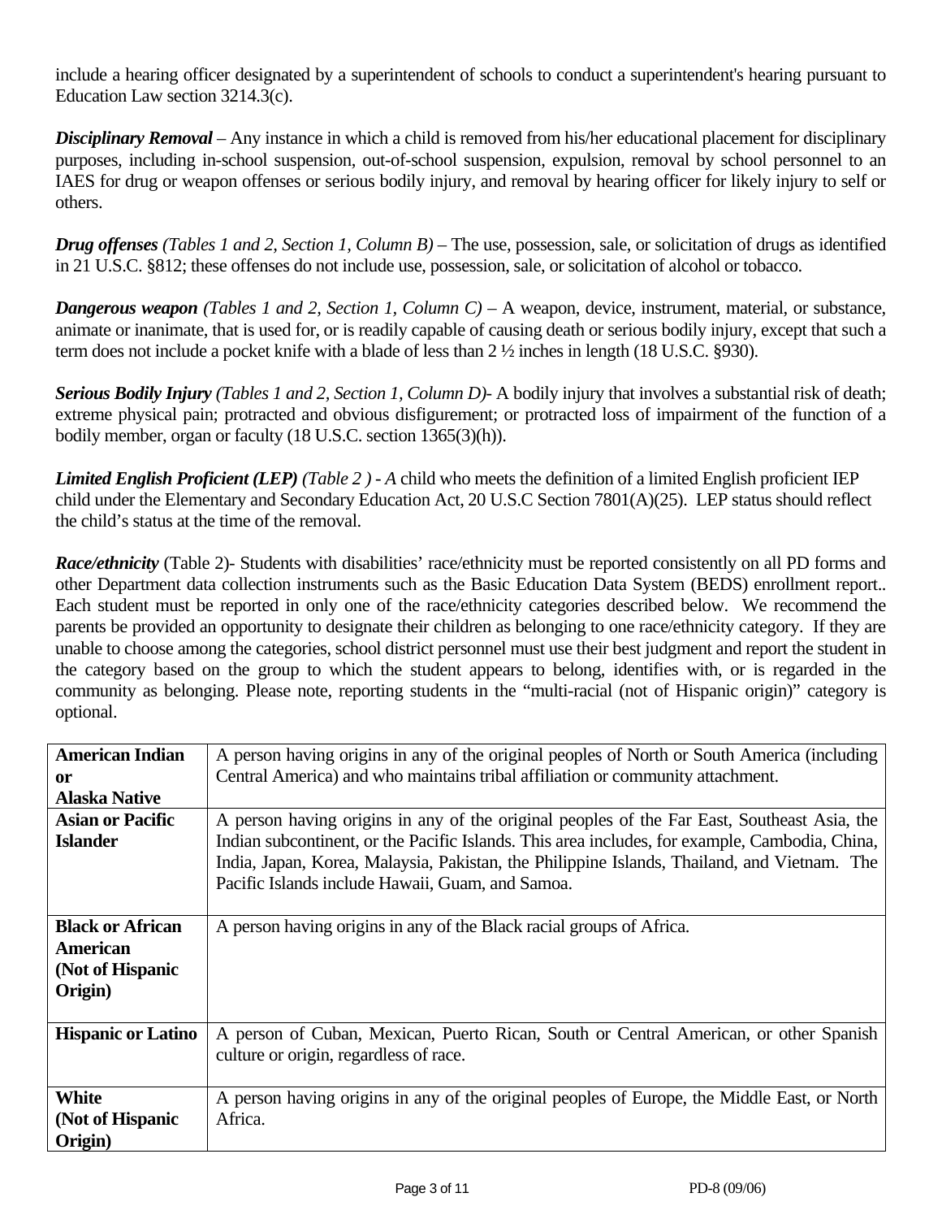include a hearing officer designated by a superintendent of schools to conduct a superintendent's hearing pursuant to Education Law section 3214.3(c).

***Disciplinary Removal*** – Any instance in which a child is removed from his/her educational placement for disciplinary purposes, including in-school suspension, out-of-school suspension, expulsion, removal by school personnel to an IAES for drug or weapon offenses or serious bodily injury, and removal by hearing officer for likely injury to self or others.

***Drug offenses*** *(Tables 1 and 2, Section 1, Column B)* – The use, possession, sale, or solicitation of drugs as identified in 21 U.S.C. §812; these offenses do not include use, possession, sale, or solicitation of alcohol or tobacco.

***Dangerous weapon*** *(Tables 1 and 2, Section 1, Column C)* – A weapon, device, instrument, material, or substance, animate or inanimate, that is used for, or is readily capable of causing death or serious bodily injury, except that such a term does not include a pocket knife with a blade of less than 2 ½ inches in length (18 U.S.C. §930).

***Serious Bodily Injury*** *(Tables 1 and 2, Section 1, Column D)*- A bodily injury that involves a substantial risk of death; extreme physical pain; protracted and obvious disfigurement; or protracted loss of impairment of the function of a bodily member, organ or faculty (18 U.S.C. section 1365(3)(h)).

***Limited English Proficient (LEP)*** *(Table 2 ) - A* child who meets the definition of a limited English proficient IEP child under the Elementary and Secondary Education Act, 20 U.S.C Section 7801(A)(25). LEP status should reflect the child's status at the time of the removal.

***Race/ethnicity*** (Table 2)- Students with disabilities' race/ethnicity must be reported consistently on all PD forms and other Department data collection instruments such as the Basic Education Data System (BEDS) enrollment report.. Each student must be reported in only one of the race/ethnicity categories described below. We recommend the parents be provided an opportunity to designate their children as belonging to one race/ethnicity category. If they are unable to choose among the categories, school district personnel must use their best judgment and report the student in the category based on the group to which the student appears to belong, identifies with, or is regarded in the community as belonging. Please note, reporting students in the "multi-racial (not of Hispanic origin)" category is optional.

| Category | Description |
|---|---|
| **American Indian or Alaska Native** | A person having origins in any of the original peoples of North or South America (including Central America) and who maintains tribal affiliation or community attachment. |
| **Asian or Pacific Islander** | A person having origins in any of the original peoples of the Far East, Southeast Asia, the Indian subcontinent, or the Pacific Islands. This area includes, for example, Cambodia, China, India, Japan, Korea, Malaysia, Pakistan, the Philippine Islands, Thailand, and Vietnam. The Pacific Islands include Hawaii, Guam, and Samoa. |
| **Black or African American (Not of Hispanic Origin)** | A person having origins in any of the Black racial groups of Africa. |
| **Hispanic or Latino** | A person of Cuban, Mexican, Puerto Rican, South or Central American, or other Spanish culture or origin, regardless of race. |
| **White (Not of Hispanic Origin)** | A person having origins in any of the original peoples of Europe, the Middle East, or North Africa. |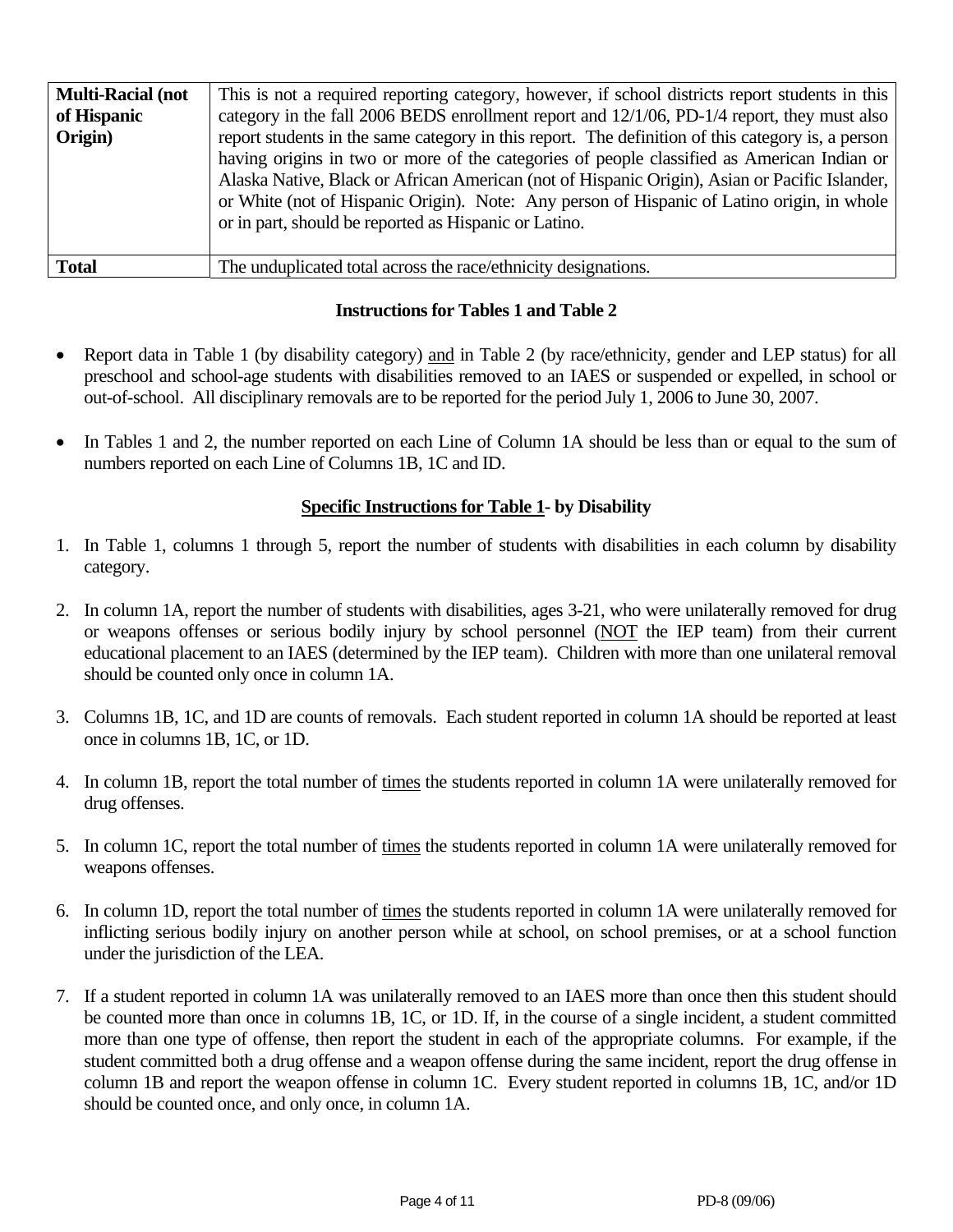| Multi-Racial (not of Hispanic Origin) | This is not a required reporting category, however, if school districts report students in this category in the fall 2006 BEDS enrollment report and 12/1/06, PD-1/4 report, they must also report students in the same category in this report. The definition of this category is, a person having origins in two or more of the categories of people classified as American Indian or Alaska Native, Black or African American (not of Hispanic Origin), Asian or Pacific Islander, or White (not of Hispanic Origin). Note: Any person of Hispanic of Latino origin, in whole or in part, should be reported as Hispanic or Latino. |
|---|---|
| **Total** | The unduplicated total across the race/ethnicity designations. |

### Instructions for Tables 1 and Table 2

- Report data in Table 1 (by disability category) and in Table 2 (by race/ethnicity, gender and LEP status) for all preschool and school-age students with disabilities removed to an IAES or suspended or expelled, in school or out-of-school. All disciplinary removals are to be reported for the period July 1, 2006 to June 30, 2007.
- In Tables 1 and 2, the number reported on each Line of Column 1A should be less than or equal to the sum of numbers reported on each Line of Columns 1B, 1C and ID.

### Specific Instructions for Table 1- by Disability

1. In Table 1, columns 1 through 5, report the number of students with disabilities in each column by disability category.
2. In column 1A, report the number of students with disabilities, ages 3-21, who were unilaterally removed for drug or weapons offenses or serious bodily injury by school personnel (NOT the IEP team) from their current educational placement to an IAES (determined by the IEP team). Children with more than one unilateral removal should be counted only once in column 1A.
3. Columns 1B, 1C, and 1D are counts of removals. Each student reported in column 1A should be reported at least once in columns 1B, 1C, or 1D.
4. In column 1B, report the total number of times the students reported in column 1A were unilaterally removed for drug offenses.
5. In column 1C, report the total number of times the students reported in column 1A were unilaterally removed for weapons offenses.
6. In column 1D, report the total number of times the students reported in column 1A were unilaterally removed for inflicting serious bodily injury on another person while at school, on school premises, or at a school function under the jurisdiction of the LEA.
7. If a student reported in column 1A was unilaterally removed to an IAES more than once then this student should be counted more than once in columns 1B, 1C, or 1D. If, in the course of a single incident, a student committed more than one type of offense, then report the student in each of the appropriate columns. For example, if the student committed both a drug offense and a weapon offense during the same incident, report the drug offense in column 1B and report the weapon offense in column 1C. Every student reported in columns 1B, 1C, and/or 1D should be counted once, and only once, in column 1A.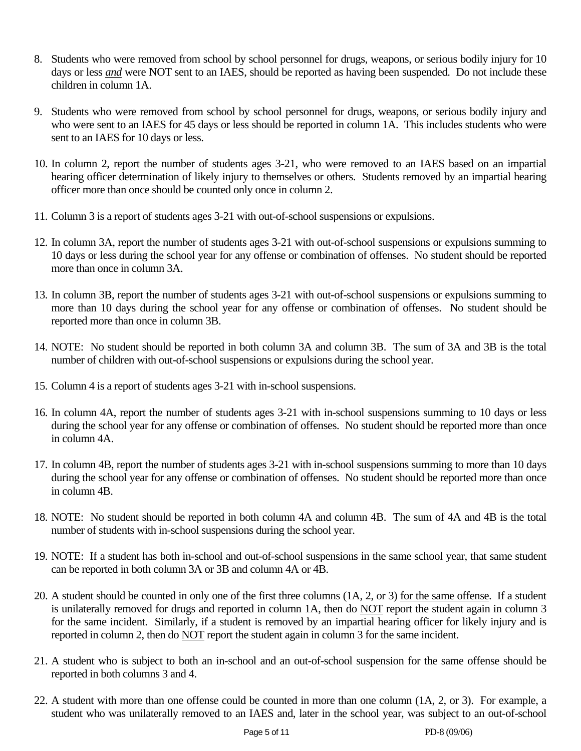8. Students who were removed from school by school personnel for drugs, weapons, or serious bodily injury for 10 days or less *and* were NOT sent to an IAES, should be reported as having been suspended. Do not include these children in column 1A.

9. Students who were removed from school by school personnel for drugs, weapons, or serious bodily injury and who were sent to an IAES for 45 days or less should be reported in column 1A. This includes students who were sent to an IAES for 10 days or less.

10. In column 2, report the number of students ages 3-21, who were removed to an IAES based on an impartial hearing officer determination of likely injury to themselves or others. Students removed by an impartial hearing officer more than once should be counted only once in column 2.

11. Column 3 is a report of students ages 3-21 with out-of-school suspensions or expulsions.

12. In column 3A, report the number of students ages 3-21 with out-of-school suspensions or expulsions summing to 10 days or less during the school year for any offense or combination of offenses. No student should be reported more than once in column 3A.

13. In column 3B, report the number of students ages 3-21 with out-of-school suspensions or expulsions summing to more than 10 days during the school year for any offense or combination of offenses. No student should be reported more than once in column 3B.

14. NOTE: No student should be reported in both column 3A and column 3B. The sum of 3A and 3B is the total number of children with out-of-school suspensions or expulsions during the school year.

15. Column 4 is a report of students ages 3-21 with in-school suspensions.

16. In column 4A, report the number of students ages 3-21 with in-school suspensions summing to 10 days or less during the school year for any offense or combination of offenses. No student should be reported more than once in column 4A.

17. In column 4B, report the number of students ages 3-21 with in-school suspensions summing to more than 10 days during the school year for any offense or combination of offenses. No student should be reported more than once in column 4B.

18. NOTE: No student should be reported in both column 4A and column 4B. The sum of 4A and 4B is the total number of students with in-school suspensions during the school year.

19. NOTE: If a student has both in-school and out-of-school suspensions in the same school year, that same student can be reported in both column 3A or 3B and column 4A or 4B.

20. A student should be counted in only one of the first three columns (1A, 2, or 3) <u>for the same offense</u>. If a student is unilaterally removed for drugs and reported in column 1A, then do <u>NOT</u> report the student again in column 3 for the same incident. Similarly, if a student is removed by an impartial hearing officer for likely injury and is reported in column 2, then do <u>NOT</u> report the student again in column 3 for the same incident.

21. A student who is subject to both an in-school and an out-of-school suspension for the same offense should be reported in both columns 3 and 4.

22. A student with more than one offense could be counted in more than one column (1A, 2, or 3). For example, a student who was unilaterally removed to an IAES and, later in the school year, was subject to an out-of-school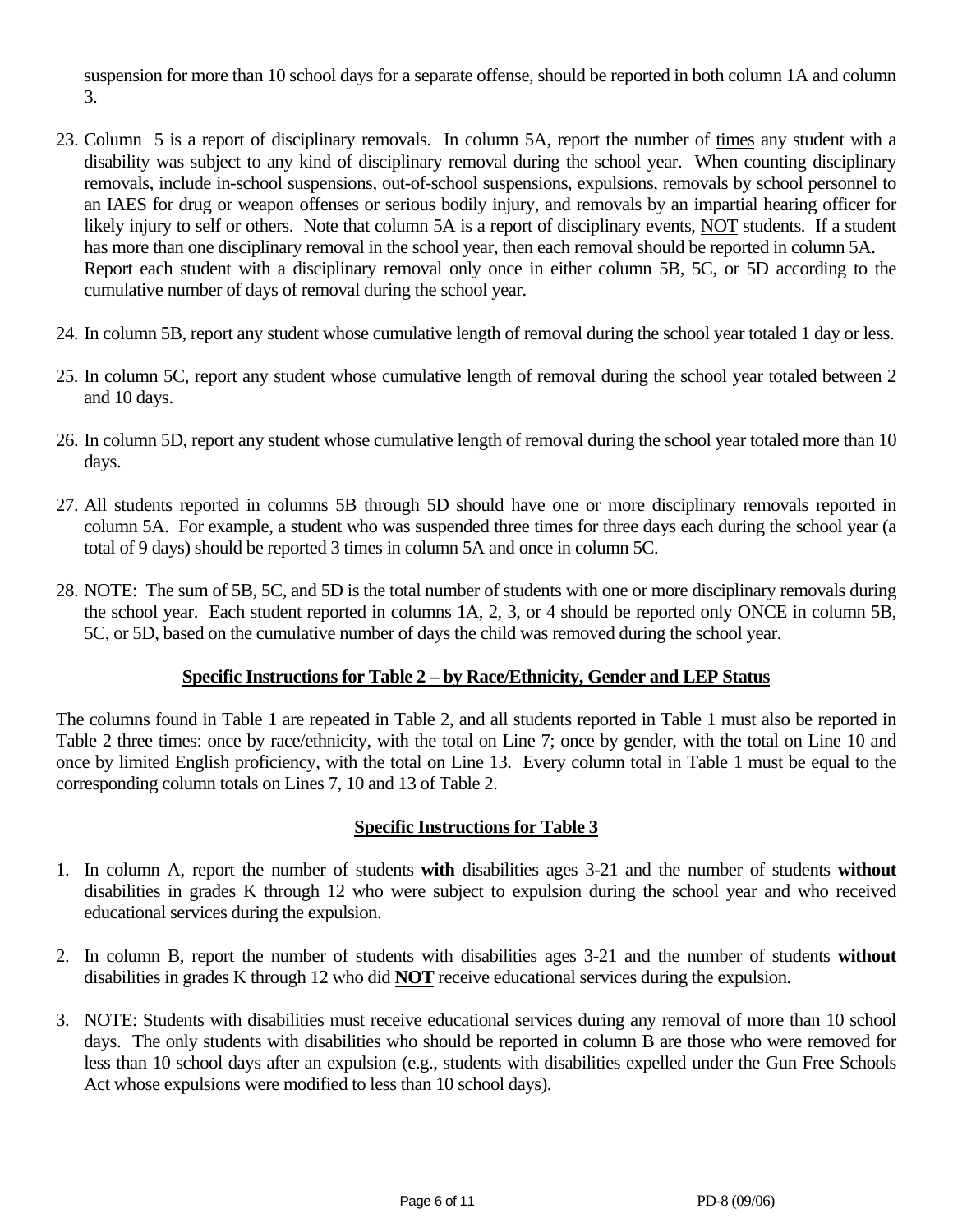suspension for more than 10 school days for a separate offense, should be reported in both column 1A and column 3.

23. Column 5 is a report of disciplinary removals. In column 5A, report the number of times any student with a disability was subject to any kind of disciplinary removal during the school year. When counting disciplinary removals, include in-school suspensions, out-of-school suspensions, expulsions, removals by school personnel to an IAES for drug or weapon offenses or serious bodily injury, and removals by an impartial hearing officer for likely injury to self or others. Note that column 5A is a report of disciplinary events, NOT students. If a student has more than one disciplinary removal in the school year, then each removal should be reported in column 5A. Report each student with a disciplinary removal only once in either column 5B, 5C, or 5D according to the cumulative number of days of removal during the school year.

24. In column 5B, report any student whose cumulative length of removal during the school year totaled 1 day or less.

25. In column 5C, report any student whose cumulative length of removal during the school year totaled between 2 and 10 days.

26. In column 5D, report any student whose cumulative length of removal during the school year totaled more than 10 days.

27. All students reported in columns 5B through 5D should have one or more disciplinary removals reported in column 5A. For example, a student who was suspended three times for three days each during the school year (a total of 9 days) should be reported 3 times in column 5A and once in column 5C.

28. NOTE: The sum of 5B, 5C, and 5D is the total number of students with one or more disciplinary removals during the school year. Each student reported in columns 1A, 2, 3, or 4 should be reported only ONCE in column 5B, 5C, or 5D, based on the cumulative number of days the child was removed during the school year.

## Specific Instructions for Table 2 – by Race/Ethnicity, Gender and LEP Status

The columns found in Table 1 are repeated in Table 2, and all students reported in Table 1 must also be reported in Table 2 three times: once by race/ethnicity, with the total on Line 7; once by gender, with the total on Line 10 and once by limited English proficiency, with the total on Line 13. Every column total in Table 1 must be equal to the corresponding column totals on Lines 7, 10 and 13 of Table 2.

## Specific Instructions for Table 3

1. In column A, report the number of students **with** disabilities ages 3-21 and the number of students **without** disabilities in grades K through 12 who were subject to expulsion during the school year and who received educational services during the expulsion.

2. In column B, report the number of students with disabilities ages 3-21 and the number of students **without** disabilities in grades K through 12 who did **NOT** receive educational services during the expulsion.

3. NOTE: Students with disabilities must receive educational services during any removal of more than 10 school days. The only students with disabilities who should be reported in column B are those who were removed for less than 10 school days after an expulsion (e.g., students with disabilities expelled under the Gun Free Schools Act whose expulsions were modified to less than 10 school days).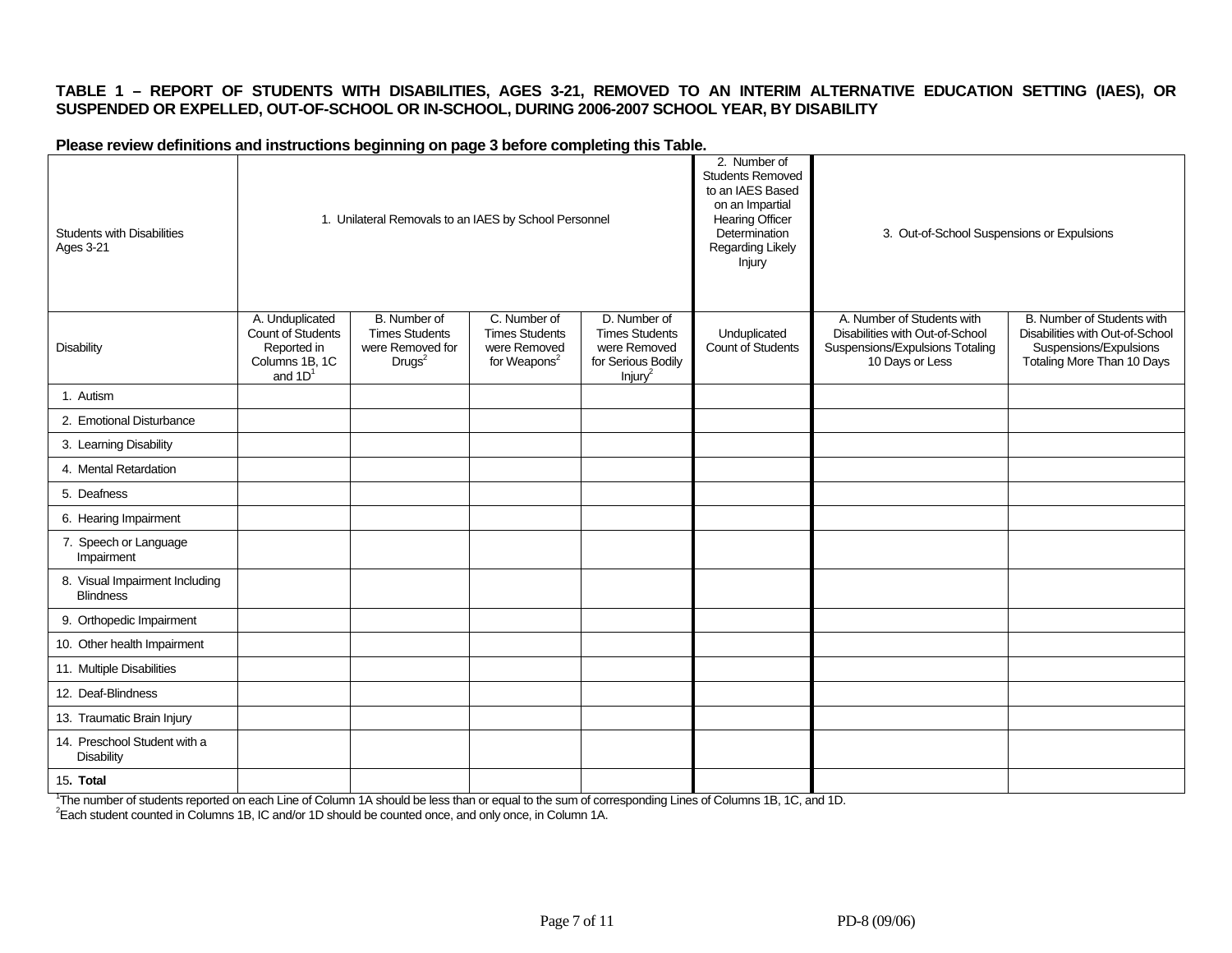**TABLE 1 – REPORT OF STUDENTS WITH DISABILITIES, AGES 3-21, REMOVED TO AN INTERIM ALTERNATIVE EDUCATION SETTING (IAES), OR SUSPENDED OR EXPELLED, OUT-OF-SCHOOL OR IN-SCHOOL, DURING 2006-2007 SCHOOL YEAR, BY DISABILITY**

**Please review definitions and instructions beginning on page 3 before completing this Table.**

| Students with Disabilities Ages 3-21 | 1. Unilateral Removals to an IAES by School Personnel | | | | 2. Number of Students Removed to an IAES Based on an Impartial Hearing Officer Determination Regarding Likely Injury | 3. Out-of-School Suspensions or Expulsions | |
|---|---|---|---|---|---|---|---|
| Disability | A. Unduplicated Count of Students Reported in Columns 1B, 1C and 1D[1] | B. Number of Times Students were Removed for Drugs[2] | C. Number of Times Students were Removed for Weapons[2] | D. Number of Times Students were Removed for Serious Bodily Injury[2] | Unduplicated Count of Students | A. Number of Students with Disabilities with Out-of-School Suspensions/Expulsions Totaling 10 Days or Less | B. Number of Students with Disabilities with Out-of-School Suspensions/Expulsions Totaling More Than 10 Days |
| 1. Autism | | | | | | | |
| 2. Emotional Disturbance | | | | | | | |
| 3. Learning Disability | | | | | | | |
| 4. Mental Retardation | | | | | | | |
| 5. Deafness | | | | | | | |
| 6. Hearing Impairment | | | | | | | |
| 7. Speech or Language Impairment | | | | | | | |
| 8. Visual Impairment Including Blindness | | | | | | | |
| 9. Orthopedic Impairment | | | | | | | |
| 10. Other health Impairment | | | | | | | |
| 11. Multiple Disabilities | | | | | | | |
| 12. Deaf-Blindness | | | | | | | |
| 13. Traumatic Brain Injury | | | | | | | |
| 14. Preschool Student with a Disability | | | | | | | |
| 15. **Total** | | | | | | | |

[1]The number of students reported on each Line of Column 1A should be less than or equal to the sum of corresponding Lines of Columns 1B, 1C, and 1D.
[2]Each student counted in Columns 1B, IC and/or 1D should be counted once, and only once, in Column 1A.

PD-8 (09/06)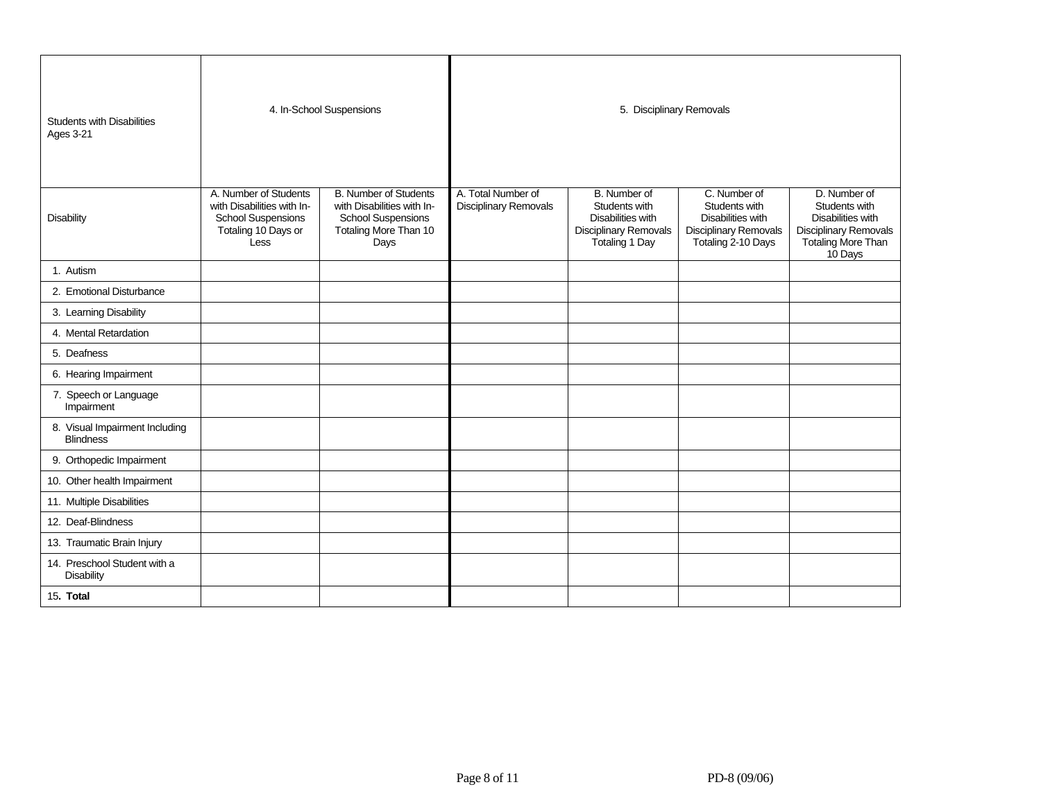| Students with Disabilities Ages 3-21 | 4. In-School Suspensions | | 5. Disciplinary Removals | | | |
|---|---|---|---|---|---|---|
| Disability | A. Number of Students with Disabilities with In-School Suspensions Totaling 10 Days or Less | B. Number of Students with Disabilities with In-School Suspensions Totaling More Than 10 Days | A. Total Number of Disciplinary Removals | B. Number of Students with Disabilities with Disciplinary Removals Totaling 1 Day | C. Number of Students with Disabilities with Disciplinary Removals Totaling 2-10 Days | D. Number of Students with Disabilities with Disciplinary Removals Totaling More Than 10 Days |
| 1. Autism | | | | | | |
| 2. Emotional Disturbance | | | | | | |
| 3. Learning Disability | | | | | | |
| 4. Mental Retardation | | | | | | |
| 5. Deafness | | | | | | |
| 6. Hearing Impairment | | | | | | |
| 7. Speech or Language Impairment | | | | | | |
| 8. Visual Impairment Including Blindness | | | | | | |
| 9. Orthopedic Impairment | | | | | | |
| 10. Other health Impairment | | | | | | |
| 11. Multiple Disabilities | | | | | | |
| 12. Deaf-Blindness | | | | | | |
| 13. Traumatic Brain Injury | | | | | | |
| 14. Preschool Student with a Disability | | | | | | |
| 15. **Total** | | | | | | |

PD-8 (09/06)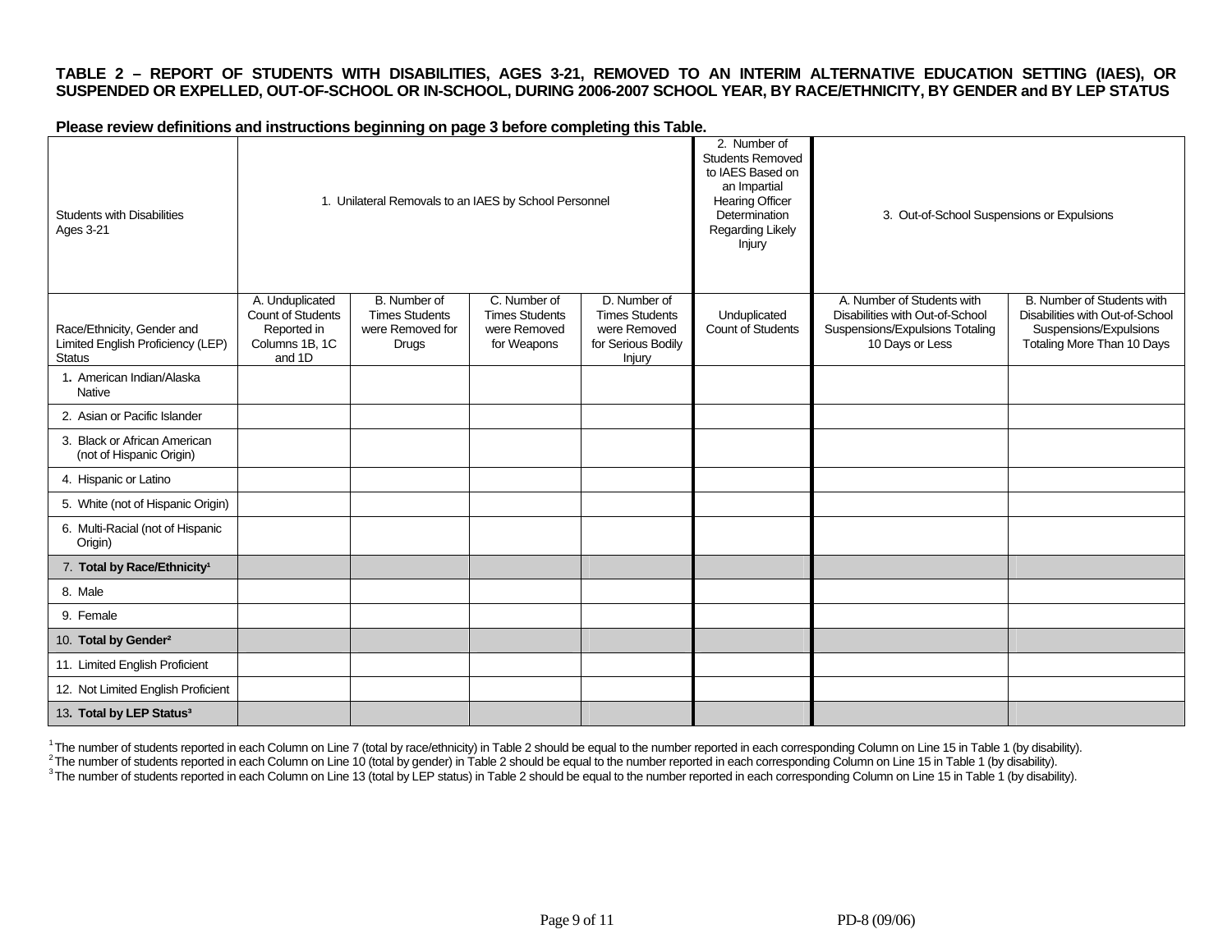**TABLE 2 – REPORT OF STUDENTS WITH DISABILITIES, AGES 3-21, REMOVED TO AN INTERIM ALTERNATIVE EDUCATION SETTING (IAES), OR SUSPENDED OR EXPELLED, OUT-OF-SCHOOL OR IN-SCHOOL, DURING 2006-2007 SCHOOL YEAR, BY RACE/ETHNICITY, BY GENDER and BY LEP STATUS**

**Please review definitions and instructions beginning on page 3 before completing this Table.**

| Students with Disabilities Ages 3-21 | 1. Unilateral Removals to an IAES by School Personnel | | | | 2. Number of Students Removed to IAES Based on an Impartial Hearing Officer Determination Regarding Likely Injury | 3. Out-of-School Suspensions or Expulsions | |
|---|---|---|---|---|---|---|---|
| Race/Ethnicity, Gender and Limited English Proficiency (LEP) Status | A. Unduplicated Count of Students Reported in Columns 1B, 1C and 1D | B. Number of Times Students were Removed for Drugs | C. Number of Times Students were Removed for Weapons | D. Number of Times Students were Removed for Serious Bodily Injury | Unduplicated Count of Students | A. Number of Students with Disabilities with Out-of-School Suspensions/Expulsions Totaling 10 Days or Less | B. Number of Students with Disabilities with Out-of-School Suspensions/Expulsions Totaling More Than 10 Days |
| 1. American Indian/Alaska Native | | | | | | | |
| 2. Asian or Pacific Islander | | | | | | | |
| 3. Black or African American (not of Hispanic Origin) | | | | | | | |
| 4. Hispanic or Latino | | | | | | | |
| 5. White (not of Hispanic Origin) | | | | | | | |
| 6. Multi-Racial (not of Hispanic Origin) | | | | | | | |
| 7. **Total by Race/Ethnicity[1]** | | | | | | | |
| 8. Male | | | | | | | |
| 9. Female | | | | | | | |
| 10. **Total by Gender[2]** | | | | | | | |
| 11. Limited English Proficient | | | | | | | |
| 12. Not Limited English Proficient | | | | | | | |
| 13. **Total by LEP Status[3]** | | | | | | | |

[1] The number of students reported in each Column on Line 7 (total by race/ethnicity) in Table 2 should be equal to the number reported in each corresponding Column on Line 15 in Table 1 (by disability).
[2] The number of students reported in each Column on Line 10 (total by gender) in Table 2 should be equal to the number reported in each corresponding Column on Line 15 in Table 1 (by disability).
[3] The number of students reported in each Column on Line 13 (total by LEP status) in Table 2 should be equal to the number reported in each corresponding Column on Line 15 in Table 1 (by disability).

PD-8 (09/06)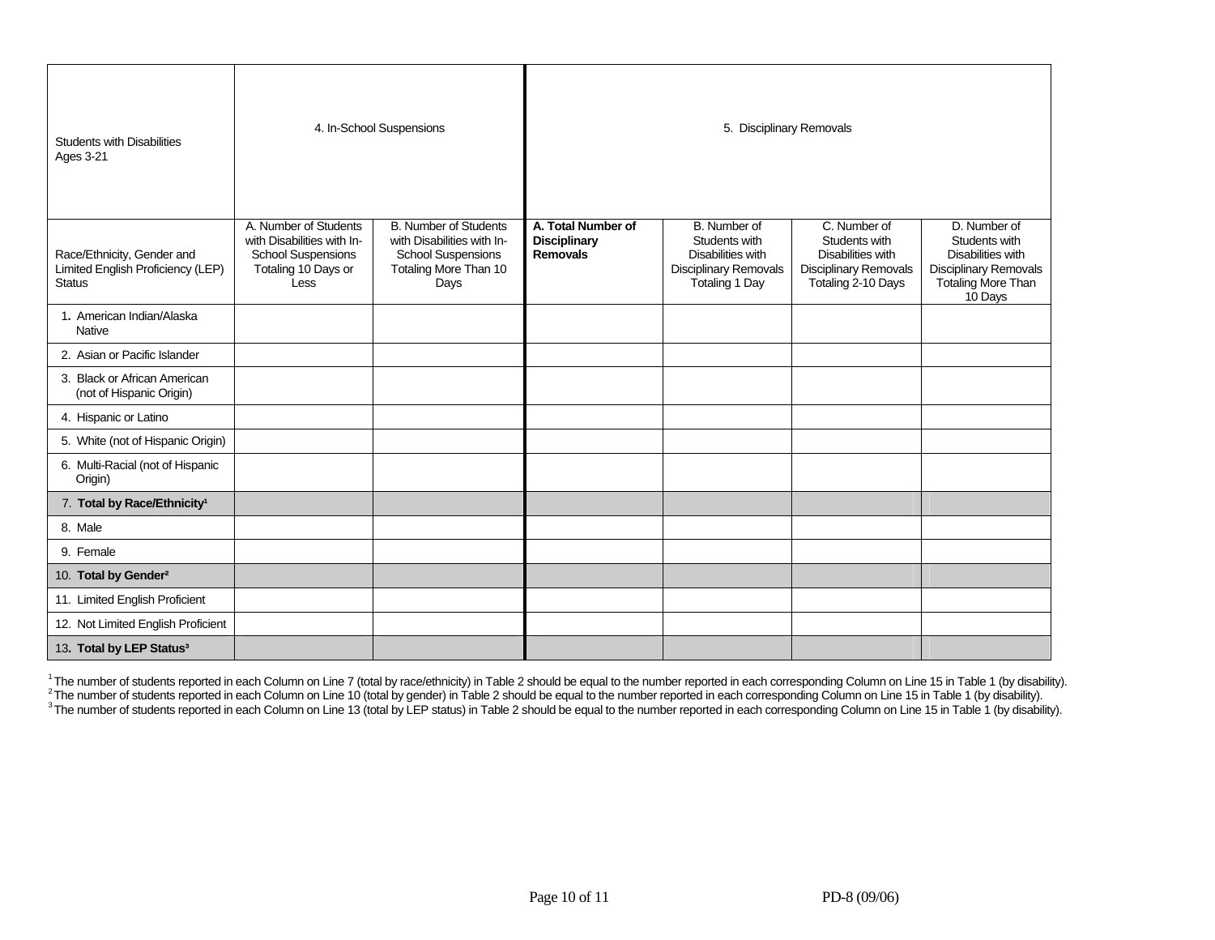| Students with Disabilities Ages 3-21 | 4. In-School Suspensions | | 5. Disciplinary Removals | | | |
|---|---|---|---|---|---|---|
| Race/Ethnicity, Gender and Limited English Proficiency (LEP) Status | A. Number of Students with Disabilities with In-School Suspensions Totaling 10 Days or Less | B. Number of Students with Disabilities with In-School Suspensions Totaling More Than 10 Days | **A. Total Number of Disciplinary Removals** | B. Number of Students with Disabilities with Disciplinary Removals Totaling 1 Day | C. Number of Students with Disabilities with Disciplinary Removals Totaling 2-10 Days | D. Number of Students with Disabilities with Disciplinary Removals Totaling More Than 10 Days |
| 1. American Indian/Alaska Native | | | | | | |
| 2. Asian or Pacific Islander | | | | | | |
| 3. Black or African American (not of Hispanic Origin) | | | | | | |
| 4. Hispanic or Latino | | | | | | |
| 5. White (not of Hispanic Origin) | | | | | | |
| 6. Multi-Racial (not of Hispanic Origin) | | | | | | |
| 7. **Total by Race/Ethnicity**[1] | | | | | | |
| 8. Male | | | | | | |
| 9. Female | | | | | | |
| 10. **Total by Gender**[2] | | | | | | |
| 11. Limited English Proficient | | | | | | |
| 12. Not Limited English Proficient | | | | | | |
| 13. **Total by LEP Status**[3] | | | | | | |

[1] The number of students reported in each Column on Line 7 (total by race/ethnicity) in Table 2 should be equal to the number reported in each corresponding Column on Line 15 in Table 1 (by disability).
[2] The number of students reported in each Column on Line 10 (total by gender) in Table 2 should be equal to the number reported in each corresponding Column on Line 15 in Table 1 (by disability).
[3] The number of students reported in each Column on Line 13 (total by LEP status) in Table 2 should be equal to the number reported in each corresponding Column on Line 15 in Table 1 (by disability).

PD-8 (09/06)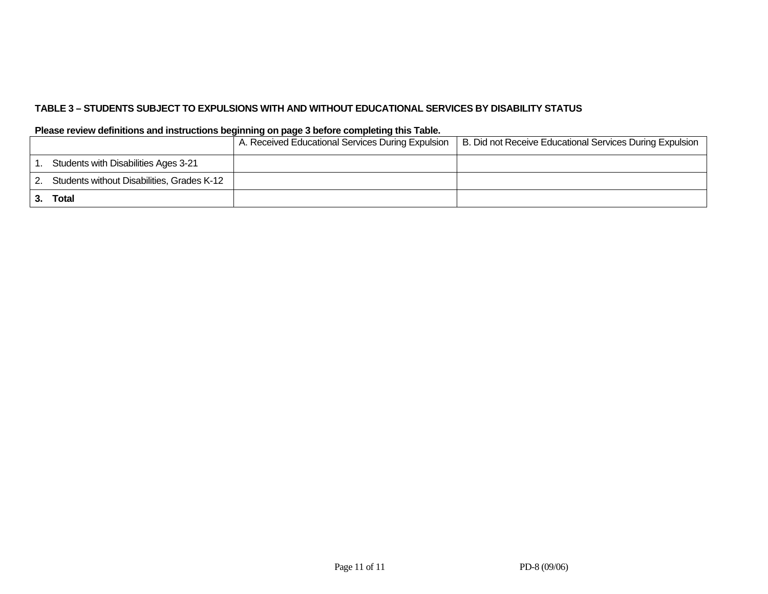**TABLE 3 – STUDENTS SUBJECT TO EXPULSIONS WITH AND WITHOUT EDUCATIONAL SERVICES BY DISABILITY STATUS**

**Please review definitions and instructions beginning on page 3 before completing this Table.**

| | A. Received Educational Services During Expulsion | B. Did not Receive Educational Services During Expulsion |
|---|---|---|
| 1. Students with Disabilities Ages 3-21 | | |
| 2. Students without Disabilities, Grades K-12 | | |
| **3. Total** | | |